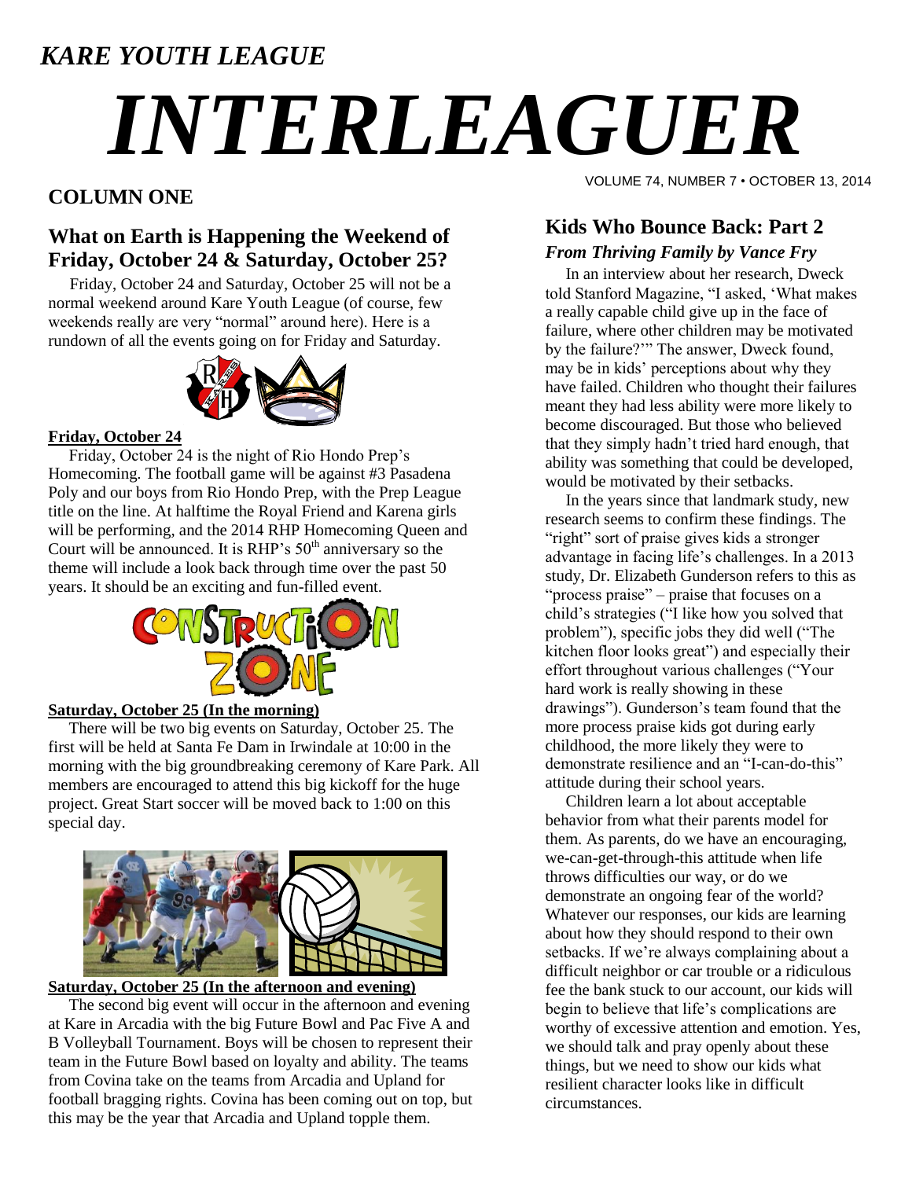*KARE YOUTH LEAGUE*

# *INTERLEAGUER*

VOLUME 74, NUMBER 7 • OCTOBER 13, 2014

## COLUMN ONE

### What on Earth is Happening the Weekend of Friday, October 24 & Saturday, October 25?

Friday, October 24 and Saturday, October 25 will not be a normal weekend around Kare Youth League (of course, few weekends really are very "normal" around here). Here is a rundown of all the events going on for Friday and Saturday.

**Friday, October 24**

Friday, October 24 is the night of Rio Hondo Prep's Homecoming. The football game will be against #3 Pasadena Poly and our boys from Rio Hondo Prep, with the Prep League title on the line. At halftime the Royal Friend and Karena girls will be performing, and the 2014 RHP Homecoming Queen and Court will be announced. It is RHP's 50th anniversary so the theme will include a look back through time over the past 50 years. It should be an exciting and fun-filled event.

**Saturday, October 25 (In the morning)**

There will be two big events on Saturday, October 25. The first will be held at Santa Fe Dam in Irwindale at 10:00 in the morning with the big groundbreaking ceremony of Kare Park. All members are encouraged to attend this big kickoff for the huge project. Great Start soccer will be moved back to 1:00 on this special day.

**Saturday, October 25 (In the afternoon and evening)**

The second big event will occur in the afternoon and evening at Kare in Arcadia with the big Future Bowl and Pac Five A and B Volleyball Tournament. Boys will be chosen to represent their team in the Future Bowl based on loyalty and ability. The teams from Covina take on the teams from Arcadia and Upland for football bragging rights. Covina has been coming out on top, but this may be the year that Arcadia and Upland topple them.

### Kids Who Bounce Back: Part 2

***From Thriving Family by Vance Fry***

In an interview about her research, Dweck told Stanford Magazine, "I asked, 'What makes a really capable child give up in the face of failure, where other children may be motivated by the failure?'" The answer, Dweck found, may be in kids' perceptions about why they have failed. Children who thought their failures meant they had less ability were more likely to become discouraged. But those who believed that they simply hadn't tried hard enough, that ability was something that could be developed, would be motivated by their setbacks.

In the years since that landmark study, new research seems to confirm these findings. The "right" sort of praise gives kids a stronger advantage in facing life's challenges. In a 2013 study, Dr. Elizabeth Gunderson refers to this as "process praise" – praise that focuses on a child's strategies ("I like how you solved that problem"), specific jobs they did well ("The kitchen floor looks great") and especially their effort throughout various challenges ("Your hard work is really showing in these drawings"). Gunderson's team found that the more process praise kids got during early childhood, the more likely they were to demonstrate resilience and an "I-can-do-this" attitude during their school years.

Children learn a lot about acceptable behavior from what their parents model for them. As parents, do we have an encouraging, we-can-get-through-this attitude when life throws difficulties our way, or do we demonstrate an ongoing fear of the world? Whatever our responses, our kids are learning about how they should respond to their own setbacks. If we're always complaining about a difficult neighbor or car trouble or a ridiculous fee the bank stuck to our account, our kids will begin to believe that life's complications are worthy of excessive attention and emotion. Yes, we should talk and pray openly about these things, but we need to show our kids what resilient character looks like in difficult circumstances.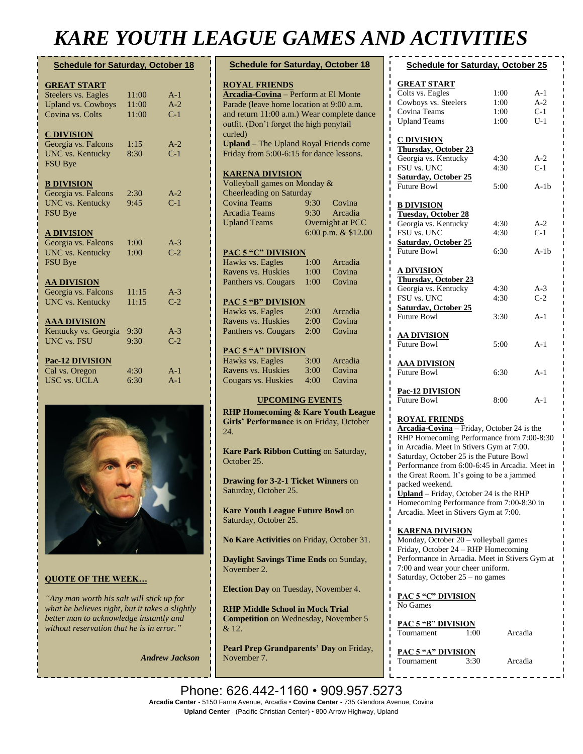# KARE YOUTH LEAGUE GAMES AND ACTIVITIES

## Schedule for Saturday, October 18

**GREAT START**

| | | |
|---|---|---|
| Steelers vs. Eagles | 11:00 | A-1 |
| Upland vs. Cowboys | 11:00 | A-2 |
| Covina vs. Colts | 11:00 | C-1 |

**C DIVISION**

| | | |
|---|---|---|
| Georgia vs. Falcons | 1:15 | A-2 |
| UNC vs. Kentucky | 8:30 | C-1 |
| FSU Bye | | |

**B DIVISION**

| | | |
|---|---|---|
| Georgia vs. Falcons | 2:30 | A-2 |
| UNC vs. Kentucky | 9:45 | C-1 |
| FSU Bye | | |

**A DIVISION**

| | | |
|---|---|---|
| Georgia vs. Falcons | 1:00 | A-3 |
| UNC vs. Kentucky | 1:00 | C-2 |
| FSU Bye | | |

**AA DIVISION**

| | | |
|---|---|---|
| Georgia vs. Falcons | 11:15 | A-3 |
| UNC vs. Kentucky | 11:15 | C-2 |

**AAA DIVISION**

| | | |
|---|---|---|
| Kentucky vs. Georgia | 9:30 | A-3 |
| UNC vs. FSU | 9:30 | C-2 |

**Pac-12 DIVISION**

| | | |
|---|---|---|
| Cal vs. Oregon | 4:30 | A-1 |
| USC vs. UCLA | 6:30 | A-1 |

**QUOTE OF THE WEEK…**

*"Any man worth his salt will stick up for what he believes right, but it takes a slightly better man to acknowledge instantly and without reservation that he is in error."*

***Andrew Jackson***

## Schedule for Saturday, October 18

**ROYAL FRIENDS**

**Arcadia-Covina** – Perform at El Monte Parade (leave home location at 9:00 a.m. and return 11:00 a.m.) Wear complete dance outfit. (Don't forget the high ponytail curled)

**Upland** – The Upland Royal Friends come Friday from 5:00-6:15 for dance lessons.

**KARENA DIVISION**

Volleyball games on Monday & Cheerleading on Saturday

| | | |
|---|---|---|
| Covina Teams | 9:30 | Covina |
| Arcadia Teams | 9:30 | Arcadia |
| Upland Teams | Overnight at PCC 6:00 p.m. & $12.00 | |

**PAC 5 "C" DIVISION**

| | | |
|---|---|---|
| Hawks vs. Eagles | 1:00 | Arcadia |
| Ravens vs. Huskies | 1:00 | Covina |
| Panthers vs. Cougars | 1:00 | Covina |

**PAC 5 "B" DIVISION**

| | | |
|---|---|---|
| Hawks vs. Eagles | 2:00 | Arcadia |
| Ravens vs. Huskies | 2:00 | Covina |
| Panthers vs. Cougars | 2:00 | Covina |

**PAC 5 "A" DIVISION**

| | | |
|---|---|---|
| Hawks vs. Eagles | 3:00 | Arcadia |
| Ravens vs. Huskies | 3:00 | Covina |
| Cougars vs. Huskies | 4:00 | Covina |

**UPCOMING EVENTS**

**RHP Homecoming & Kare Youth League Girls' Performance** is on Friday, October 24.

**Kare Park Ribbon Cutting** on Saturday, October 25.

**Drawing for 3-2-1 Ticket Winners** on Saturday, October 25.

**Kare Youth League Future Bowl** on Saturday, October 25.

**No Kare Activities** on Friday, October 31.

**Daylight Savings Time Ends** on Sunday, November 2.

**Election Day** on Tuesday, November 4.

**RHP Middle School in Mock Trial Competition** on Wednesday, November 5 & 12.

**Pearl Prep Grandparents' Day** on Friday, November 7.

## Schedule for Saturday, October 25

**GREAT START**

| | | |
|---|---|---|
| Colts vs. Eagles | 1:00 | A-1 |
| Cowboys vs. Steelers | 1:00 | A-2 |
| Covina Teams | 1:00 | C-1 |
| Upland Teams | 1:00 | U-1 |

**C DIVISION**

| | | |
|---|---|---|
| **Thursday, October 23** | | |
| Georgia vs. Kentucky | 4:30 | A-2 |
| FSU vs. UNC | 4:30 | C-1 |
| **Saturday, October 25** | | |
| Future Bowl | 5:00 | A-1b |

**B DIVISION**

| | | |
|---|---|---|
| **Tuesday, October 28** | | |
| Georgia vs. Kentucky | 4:30 | A-2 |
| FSU vs. UNC | 4:30 | C-1 |
| **Saturday, October 25** | | |
| Future Bowl | 6:30 | A-1b |

**A DIVISION**

| | | |
|---|---|---|
| **Thursday, October 23** | | |
| Georgia vs. Kentucky | 4:30 | A-3 |
| FSU vs. UNC | 4:30 | C-2 |
| **Saturday, October 25** | | |
| Future Bowl | 3:30 | A-1 |

**AA DIVISION**

| | | |
|---|---|---|
| Future Bowl | 5:00 | A-1 |

**AAA DIVISION**

| | | |
|---|---|---|
| Future Bowl | 6:30 | A-1 |

**Pac-12 DIVISION**

| | | |
|---|---|---|
| Future Bowl | 8:00 | A-1 |

**ROYAL FRIENDS**

**Arcadia-Covina** – Friday, October 24 is the RHP Homecoming Performance from 7:00-8:30 in Arcadia. Meet in Stivers Gym at 7:00. Saturday, October 25 is the Future Bowl Performance from 6:00-6:45 in Arcadia. Meet in the Great Room. It's going to be a jammed packed weekend.

**Upland** – Friday, October 24 is the RHP Homecoming Performance from 7:00-8:30 in Arcadia. Meet in Stivers Gym at 7:00.

**KARENA DIVISION**

Monday, October 20 – volleyball games
Friday, October 24 – RHP Homecoming Performance in Arcadia. Meet in Stivers Gym at 7:00 and wear your cheer uniform.
Saturday, October 25 – no games

**PAC 5 "C" DIVISION**

No Games

**PAC 5 "B" DIVISION**

| | | |
|---|---|---|
| Tournament | 1:00 | Arcadia |

**PAC 5 "A" DIVISION**

| | | |
|---|---|---|
| Tournament | 3:30 | Arcadia |

Phone: 626.442-1160 • 909.957.5273

**Arcadia Center** - 5150 Farna Avenue, Arcadia • **Covina Center** - 735 Glendora Avenue, Covina
**Upland Center** - (Pacific Christian Center) • 800 Arrow Highway, Upland